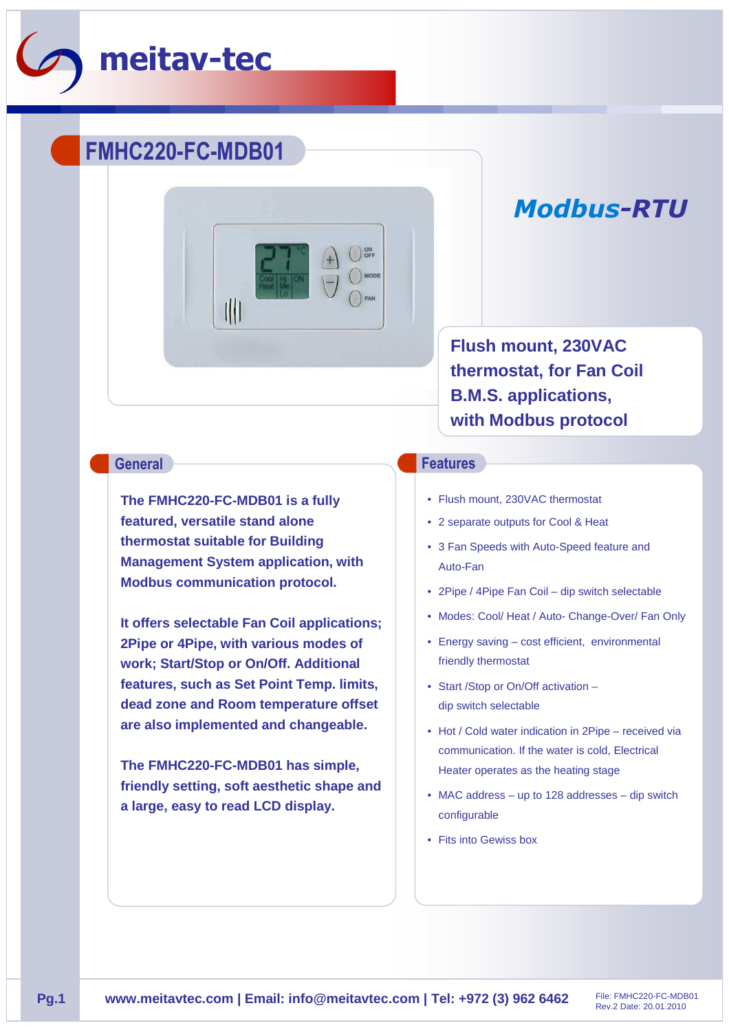meitav-tec

# FMHC220-FC-MDB01

## *Modbus-RTU*

**Flush mount, 230VAC thermostat, for Fan Coil B.M.S. applications, with Modbus protocol**

## General

**The FMHC220-FC-MDB01 is a fully featured, versatile stand alone thermostat suitable for Building Management System application, with Modbus communication protocol.**

**It offers selectable Fan Coil applications; 2Pipe or 4Pipe, with various modes of work; Start/Stop or On/Off. Additional features, such as Set Point Temp. limits, dead zone and Room temperature offset are also implemented and changeable.**

**The FMHC220-FC-MDB01 has simple, friendly setting, soft aesthetic shape and a large, easy to read LCD display.**

## Features

- Flush mount, 230VAC thermostat
- 2 separate outputs for Cool & Heat
- 3 Fan Speeds with Auto-Speed feature and Auto-Fan
- 2Pipe / 4Pipe Fan Coil – dip switch selectable
- Modes: Cool/ Heat / Auto- Change-Over/ Fan Only
- Energy saving – cost efficient, environmental friendly thermostat
- Start /Stop or On/Off activation – dip switch selectable
- Hot / Cold water indication in 2Pipe – received via communication. If the water is cold, Electrical Heater operates as the heating stage
- MAC address – up to 128 addresses – dip switch configurable
- Fits into Gewiss box

**www.meitavtec.com | Email: info@meitavtec.com | Tel: +972 (3) 962 6462**

File: FMHC220-FC-MDB01
Rev.2 Date: 20.01.2010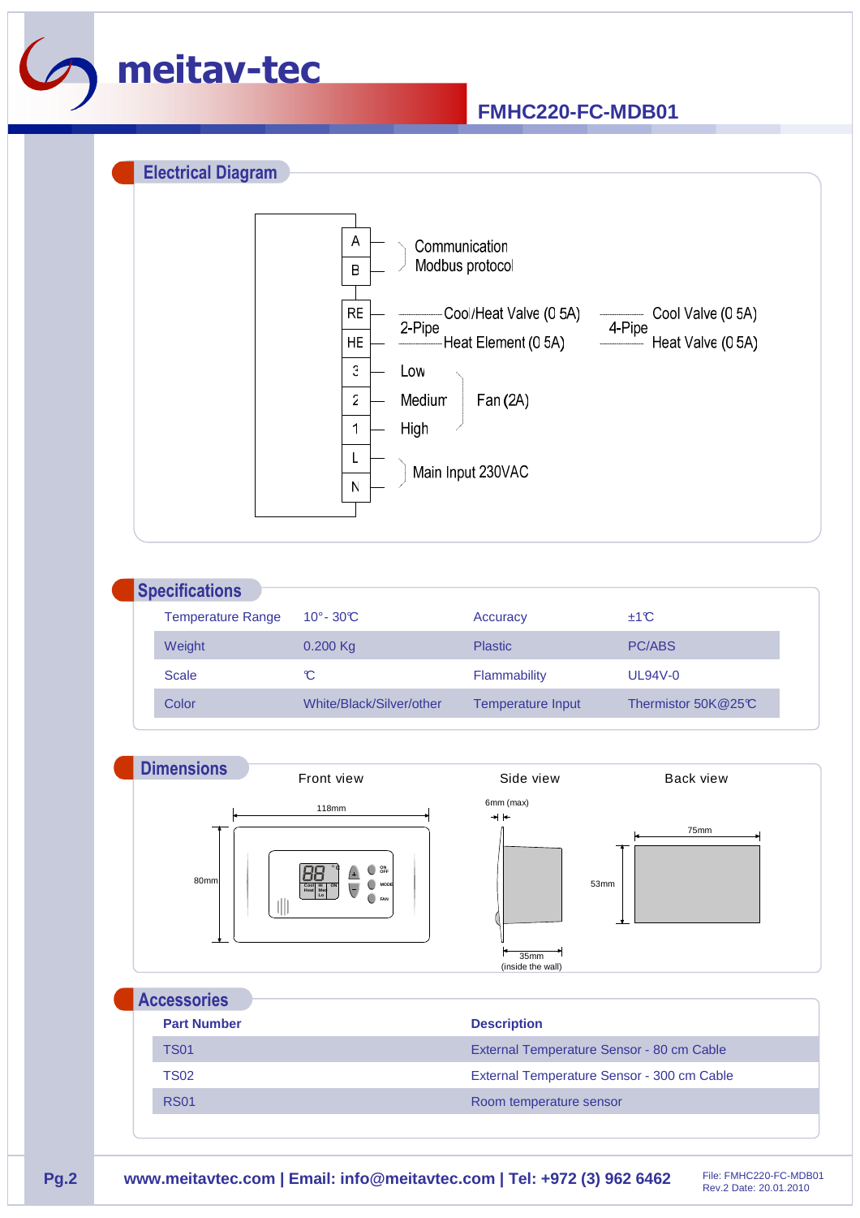# meitav-tec

FMHC220-FC-MDB01

## Electrical Diagram

A — Communication
B — Modbus protocol

RE — 2-Pipe: Cool/Heat Valve (0.5A) — 4-Pipe: Cool Valve (0.5A)
HE — 2-Pipe: Heat Element (0.5A) — 4-Pipe: Heat Valve (0.5A)

3 — Low
2 — Medium — Fan (2A)
1 — High

L — Main Input 230VAC
N

## Specifications

| | | | |
|---|---|---|---|
| Temperature Range | 10°- 30℃ | Accuracy | ±1℃ |
| Weight | 0.200 Kg | Plastic | PC/ABS |
| Scale | ℃ | Flammability | UL94V-0 |
| Color | White/Black/Silver/other | Temperature Input | Thermistor 50K@25℃ |

## Dimensions

Front view
118mm
80mm

Side view
6mm (max)
35mm
(inside the wall)

Back view
75mm
53mm

## Accessories

| Part Number | Description |
|---|---|
| TS01 | External Temperature Sensor - 80 cm Cable |
| TS02 | External Temperature Sensor - 300 cm Cable |
| RS01 | Room temperature sensor |

www.meitavtec.com | Email: info@meitavtec.com | Tel: +972 (3) 962 6462

File: FMHC220-FC-MDB01
Rev.2 Date: 20.01.2010